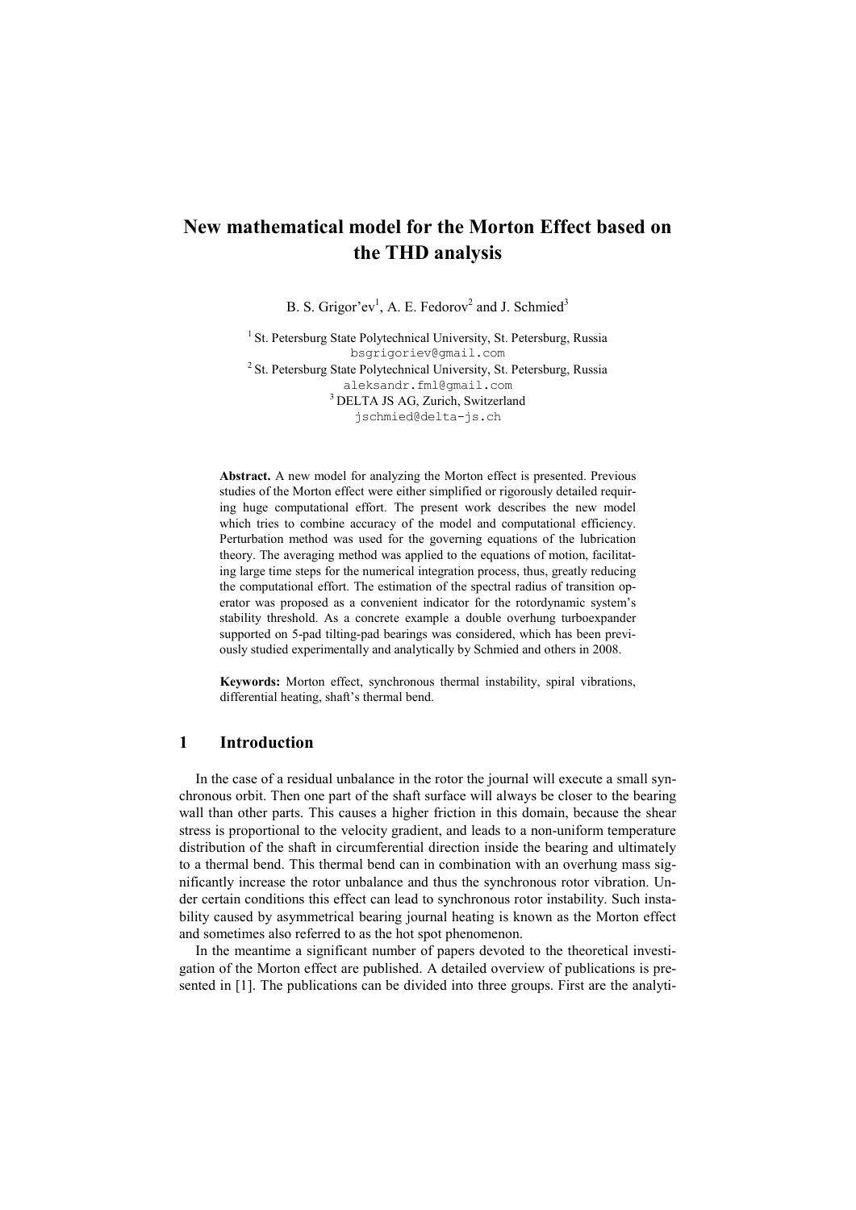# New mathematical model for the Morton Effect based on the THD analysis

B. S. Grigor'ev[1], A. E. Fedorov[2] and J. Schmied[3]

[1] St. Petersburg State Polytechnical University, St. Petersburg, Russia
bsgrigoriev@gmail.com

[2] St. Petersburg State Polytechnical University, St. Petersburg, Russia
aleksandr.fml@gmail.com

[3] DELTA JS AG, Zurich, Switzerland
jschmied@delta-js.ch

**Abstract.** A new model for analyzing the Morton effect is presented. Previous studies of the Morton effect were either simplified or rigorously detailed requiring huge computational effort. The present work describes the new model which tries to combine accuracy of the model and computational efficiency. Perturbation method was used for the governing equations of the lubrication theory. The averaging method was applied to the equations of motion, facilitating large time steps for the numerical integration process, thus, greatly reducing the computational effort. The estimation of the spectral radius of transition operator was proposed as a convenient indicator for the rotordynamic system's stability threshold. As a concrete example a double overhung turboexpander supported on 5-pad tilting-pad bearings was considered, which has been previously studied experimentally and analytically by Schmied and others in 2008.

**Keywords:** Morton effect, synchronous thermal instability, spiral vibrations, differential heating, shaft's thermal bend.

## 1 Introduction

In the case of a residual unbalance in the rotor the journal will execute a small synchronous orbit. Then one part of the shaft surface will always be closer to the bearing wall than other parts. This causes a higher friction in this domain, because the shear stress is proportional to the velocity gradient, and leads to a non-uniform temperature distribution of the shaft in circumferential direction inside the bearing and ultimately to a thermal bend. This thermal bend can in combination with an overhung mass significantly increase the rotor unbalance and thus the synchronous rotor vibration. Under certain conditions this effect can lead to synchronous rotor instability. Such instability caused by asymmetrical bearing journal heating is known as the Morton effect and sometimes also referred to as the hot spot phenomenon.

In the meantime a significant number of papers devoted to the theoretical investigation of the Morton effect are published. A detailed overview of publications is presented in [1]. The publications can be divided into three groups. First are the analyti-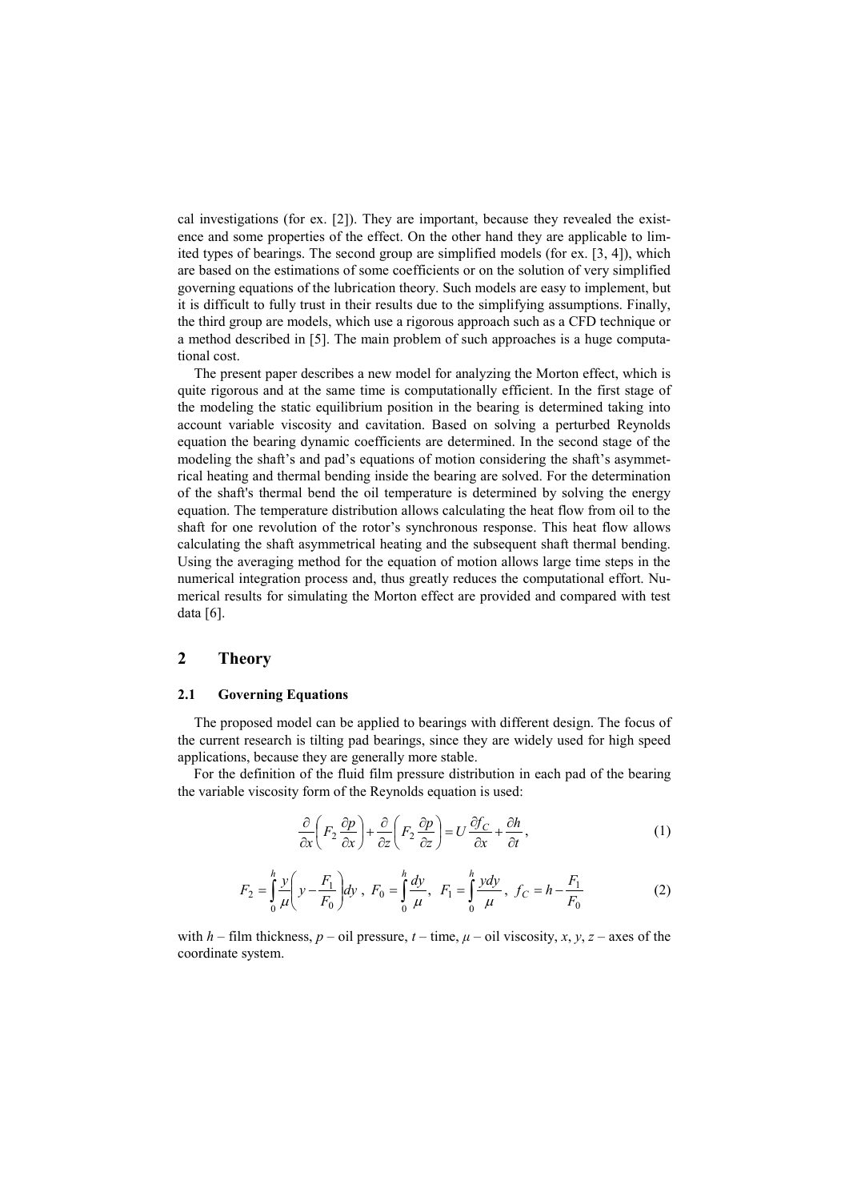cal investigations (for ex. [2]). They are important, because they revealed the existence and some properties of the effect. On the other hand they are applicable to limited types of bearings. The second group are simplified models (for ex. [3, 4]), which are based on the estimations of some coefficients or on the solution of very simplified governing equations of the lubrication theory. Such models are easy to implement, but it is difficult to fully trust in their results due to the simplifying assumptions. Finally, the third group are models, which use a rigorous approach such as a CFD technique or a method described in [5]. The main problem of such approaches is a huge computational cost.

The present paper describes a new model for analyzing the Morton effect, which is quite rigorous and at the same time is computationally efficient. In the first stage of the modeling the static equilibrium position in the bearing is determined taking into account variable viscosity and cavitation. Based on solving a perturbed Reynolds equation the bearing dynamic coefficients are determined. In the second stage of the modeling the shaft's and pad's equations of motion considering the shaft's asymmetrical heating and thermal bending inside the bearing are solved. For the determination of the shaft's thermal bend the oil temperature is determined by solving the energy equation. The temperature distribution allows calculating the heat flow from oil to the shaft for one revolution of the rotor's synchronous response. This heat flow allows calculating the shaft asymmetrical heating and the subsequent shaft thermal bending. Using the averaging method for the equation of motion allows large time steps in the numerical integration process and, thus greatly reduces the computational effort. Numerical results for simulating the Morton effect are provided and compared with test data [6].

## 2 Theory

### 2.1 Governing Equations

The proposed model can be applied to bearings with different design. The focus of the current research is tilting pad bearings, since they are widely used for high speed applications, because they are generally more stable.

For the definition of the fluid film pressure distribution in each pad of the bearing the variable viscosity form of the Reynolds equation is used:

$$\frac{\partial}{\partial x}\left(F_2\frac{\partial p}{\partial x}\right)+\frac{\partial}{\partial z}\left(F_2\frac{\partial p}{\partial z}\right)=U\frac{\partial f_C}{\partial x}+\frac{\partial h}{\partial t}, \tag{1}$$

$$F_2=\int_0^h\frac{y}{\mu}\left(y-\frac{F_1}{F_0}\right)dy\ ,\ F_0=\int_0^h\frac{dy}{\mu},\ \ F_1=\int_0^h\frac{ydy}{\mu},\ f_C=h-\frac{F_1}{F_0} \tag{2}$$

with $h$ – film thickness, $p$ – oil pressure, $t$ – time, $\mu$ – oil viscosity, $x$, $y$, $z$ – axes of the coordinate system.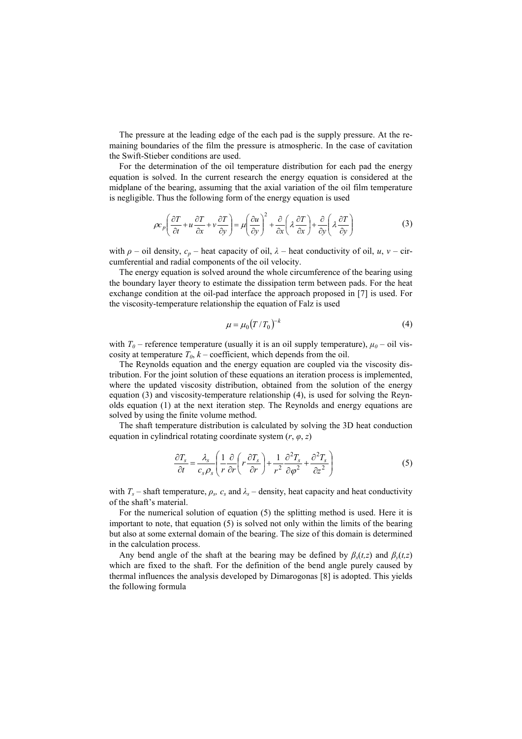The pressure at the leading edge of the each pad is the supply pressure. At the remaining boundaries of the film the pressure is atmospheric. In the case of cavitation the Swift-Stieber conditions are used.

For the determination of the oil temperature distribution for each pad the energy equation is solved. In the current research the energy equation is considered at the midplane of the bearing, assuming that the axial variation of the oil film temperature is negligible. Thus the following form of the energy equation is used

$$\rho c_p \left( \frac{\partial T}{\partial t} + u \frac{\partial T}{\partial x} + v \frac{\partial T}{\partial y} \right) = \mu \left( \frac{\partial u}{\partial y} \right)^2 + \frac{\partial}{\partial x}\left( \lambda \frac{\partial T}{\partial x} \right) + \frac{\partial}{\partial y}\left( \lambda \frac{\partial T}{\partial y} \right) \tag{3}$$

with $\rho$ – oil density, $c_p$ – heat capacity of oil, $\lambda$ – heat conductivity of oil, $u$, $v$ – circumferential and radial components of the oil velocity.

The energy equation is solved around the whole circumference of the bearing using the boundary layer theory to estimate the dissipation term between pads. For the heat exchange condition at the oil-pad interface the approach proposed in [7] is used. For the viscosity-temperature relationship the equation of Falz is used

$$\mu = \mu_0 \left( T / T_0 \right)^{-k} \tag{4}$$

with $T_0$ – reference temperature (usually it is an oil supply temperature), $\mu_0$ – oil viscosity at temperature $T_0$, $k$ – coefficient, which depends from the oil.

The Reynolds equation and the energy equation are coupled via the viscosity distribution. For the joint solution of these equations an iteration process is implemented, where the updated viscosity distribution, obtained from the solution of the energy equation (3) and viscosity-temperature relationship (4), is used for solving the Reynolds equation (1) at the next iteration step. The Reynolds and energy equations are solved by using the finite volume method.

The shaft temperature distribution is calculated by solving the 3D heat conduction equation in cylindrical rotating coordinate system ($r$, $\varphi$, $z$)

$$\frac{\partial T_s}{\partial t} = \frac{\lambda_s}{c_s \rho_s} \left( \frac{1}{r} \frac{\partial}{\partial r}\left( r \frac{\partial T_s}{\partial r} \right) + \frac{1}{r^2} \frac{\partial^2 T_s}{\partial \varphi^2} + \frac{\partial^2 T_s}{\partial z^2} \right) \tag{5}$$

with $T_s$ – shaft temperature, $\rho_s$, $c_s$ and $\lambda_s$ – density, heat capacity and heat conductivity of the shaft's material.

For the numerical solution of equation (5) the splitting method is used. Here it is important to note, that equation (5) is solved not only within the limits of the bearing but also at some external domain of the bearing. The size of this domain is determined in the calculation process.

Any bend angle of the shaft at the bearing may be defined by $\beta_x(t,z)$ and $\beta_y(t,z)$ which are fixed to the shaft. For the definition of the bend angle purely caused by thermal influences the analysis developed by Dimarogonas [8] is adopted. This yields the following formula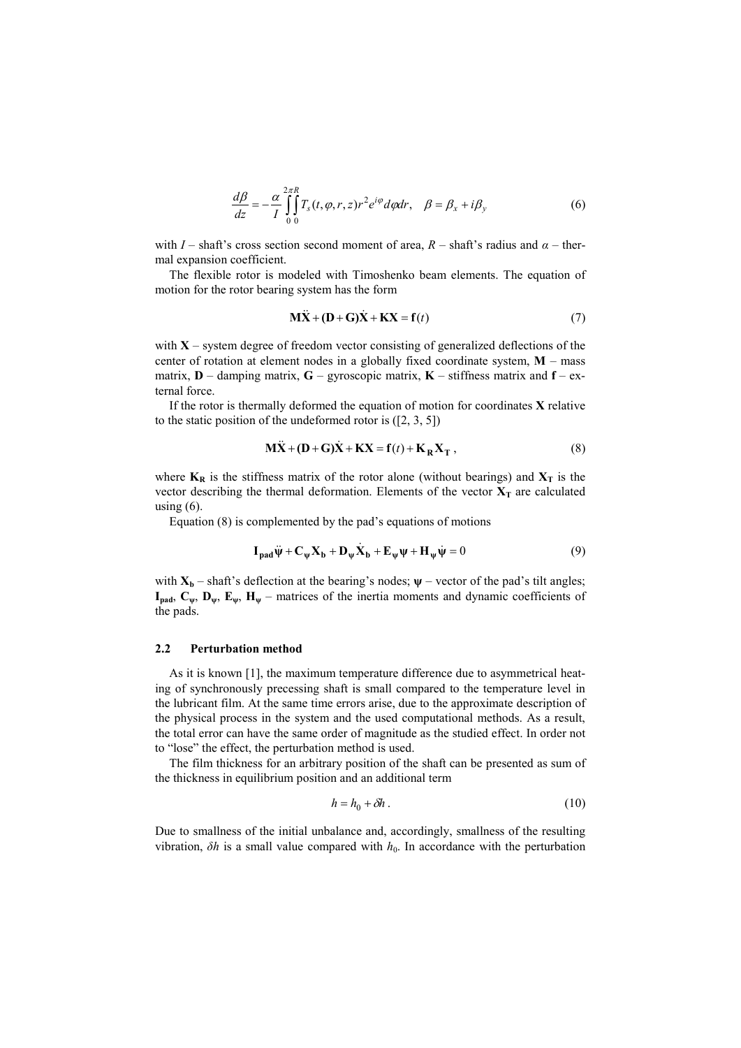$$\frac{d\beta}{dz} = -\frac{\alpha}{I}\int_0^{2\pi}\int_0^R T_s(t,\varphi,r,z)r^2 e^{i\varphi}d\varphi dr, \quad \beta = \beta_x + i\beta_y \tag{6}$$

with $I$ – shaft's cross section second moment of area, $R$ – shaft's radius and $\alpha$ – thermal expansion coefficient.

The flexible rotor is modeled with Timoshenko beam elements. The equation of motion for the rotor bearing system has the form

$$\mathbf{M\ddot{X}} + (\mathbf{D}+\mathbf{G})\mathbf{\dot{X}} + \mathbf{KX} = \mathbf{f}(t) \tag{7}$$

with $\mathbf{X}$ – system degree of freedom vector consisting of generalized deflections of the center of rotation at element nodes in a globally fixed coordinate system, $\mathbf{M}$ – mass matrix, $\mathbf{D}$ – damping matrix, $\mathbf{G}$ – gyroscopic matrix, $\mathbf{K}$ – stiffness matrix and $\mathbf{f}$ – external force.

If the rotor is thermally deformed the equation of motion for coordinates $\mathbf{X}$ relative to the static position of the undeformed rotor is ([2, 3, 5])

$$\mathbf{M\ddot{X}} + (\mathbf{D}+\mathbf{G})\mathbf{\dot{X}} + \mathbf{KX} = \mathbf{f}(t) + \mathbf{K_R X_T}, \tag{8}$$

where $\mathbf{K_R}$ is the stiffness matrix of the rotor alone (without bearings) and $\mathbf{X_T}$ is the vector describing the thermal deformation. Elements of the vector $\mathbf{X_T}$ are calculated using (6).

Equation (8) is complemented by the pad's equations of motions

$$\mathbf{I_{pad}}\ddot{\boldsymbol{\psi}} + \mathbf{C_\psi X_b} + \mathbf{D_\psi \dot{X}_b} + \mathbf{E_\psi}\boldsymbol{\psi} + \mathbf{H_\psi}\dot{\boldsymbol{\psi}} = 0 \tag{9}$$

with $\mathbf{X_b}$ – shaft's deflection at the bearing's nodes; $\boldsymbol{\psi}$ – vector of the pad's tilt angles; $\mathbf{I_{pad}}$, $\mathbf{C_\psi}$, $\mathbf{D_\psi}$, $\mathbf{E_\psi}$, $\mathbf{H_\psi}$ – matrices of the inertia moments and dynamic coefficients of the pads.

### 2.2 Perturbation method

As it is known [1], the maximum temperature difference due to asymmetrical heating of synchronously precessing shaft is small compared to the temperature level in the lubricant film. At the same time errors arise, due to the approximate description of the physical process in the system and the used computational methods. As a result, the total error can have the same order of magnitude as the studied effect. In order not to "lose" the effect, the perturbation method is used.

The film thickness for an arbitrary position of the shaft can be presented as sum of the thickness in equilibrium position and an additional term

$$h = h_0 + \delta h. \tag{10}$$

Due to smallness of the initial unbalance and, accordingly, smallness of the resulting vibration, $\delta h$ is a small value compared with $h_0$. In accordance with the perturbation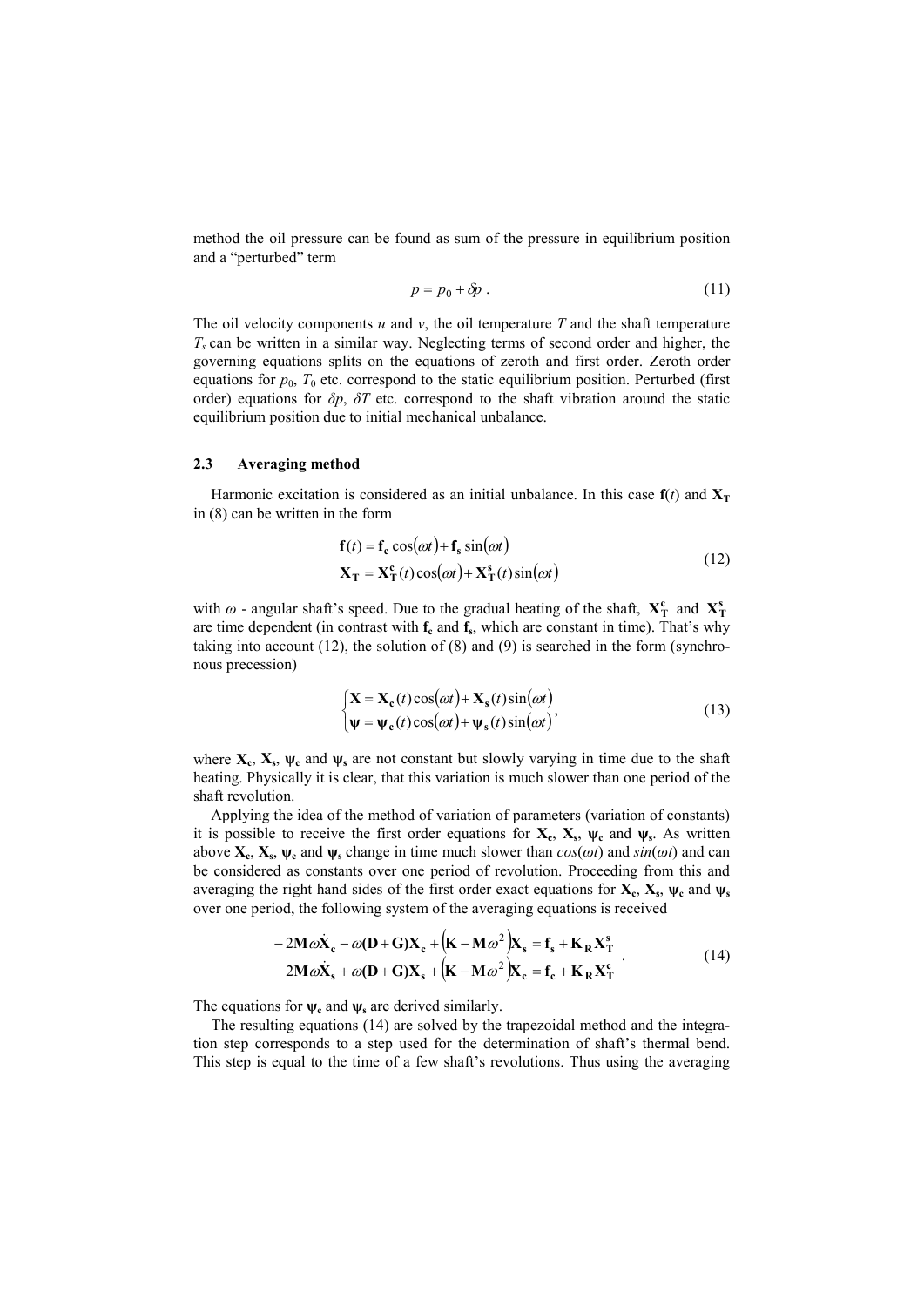method the oil pressure can be found as sum of the pressure in equilibrium position and a "perturbed" term

$$p = p_0 + \delta p \,. \tag{11}$$

The oil velocity components $u$ and $v$, the oil temperature $T$ and the shaft temperature $T_s$ can be written in a similar way. Neglecting terms of second order and higher, the governing equations splits on the equations of zeroth and first order. Zeroth order equations for $p_0$, $T_0$ etc. correspond to the static equilibrium position. Perturbed (first order) equations for $\delta p$, $\delta T$ etc. correspond to the shaft vibration around the static equilibrium position due to initial mechanical unbalance.

### 2.3 Averaging method

Harmonic excitation is considered as an initial unbalance. In this case $\mathbf{f}(t)$ and $\mathbf{X_T}$ in (8) can be written in the form

$$\begin{aligned} \mathbf{f}(t) &= \mathbf{f_c}\cos(\omega t) + \mathbf{f_s}\sin(\omega t) \\ \mathbf{X_T} &= \mathbf{X_T^c}(t)\cos(\omega t) + \mathbf{X_T^s}(t)\sin(\omega t) \end{aligned} \tag{12}$$

with $\omega$ - angular shaft's speed. Due to the gradual heating of the shaft, $\mathbf{X_T^c}$ and $\mathbf{X_T^s}$ are time dependent (in contrast with $\mathbf{f_c}$ and $\mathbf{f_s}$, which are constant in time). That's why taking into account (12), the solution of (8) and (9) is searched in the form (synchronous precession)

$$\begin{cases} \mathbf{X} = \mathbf{X_c}(t)\cos(\omega t) + \mathbf{X_s}(t)\sin(\omega t) \\ \boldsymbol{\psi} = \boldsymbol{\psi}_\mathbf{c}(t)\cos(\omega t) + \boldsymbol{\psi}_\mathbf{s}(t)\sin(\omega t) \end{cases}, \tag{13}$$

where $\mathbf{X_c}$, $\mathbf{X_s}$, $\boldsymbol{\psi}_\mathbf{c}$ and $\boldsymbol{\psi}_\mathbf{s}$ are not constant but slowly varying in time due to the shaft heating. Physically it is clear, that this variation is much slower than one period of the shaft revolution.

Applying the idea of the method of variation of parameters (variation of constants) it is possible to receive the first order equations for $\mathbf{X_c}$, $\mathbf{X_s}$, $\boldsymbol{\psi}_\mathbf{c}$ and $\boldsymbol{\psi}_\mathbf{s}$. As written above $\mathbf{X_c}$, $\mathbf{X_s}$, $\boldsymbol{\psi}_\mathbf{c}$ and $\boldsymbol{\psi}_\mathbf{s}$ change in time much slower than $cos(\omega t)$ and $sin(\omega t)$ and can be considered as constants over one period of revolution. Proceeding from this and averaging the right hand sides of the first order exact equations for $\mathbf{X_c}$, $\mathbf{X_s}$, $\boldsymbol{\psi}_\mathbf{c}$ and $\boldsymbol{\psi}_\mathbf{s}$ over one period, the following system of the averaging equations is received

$$\begin{aligned} -2\mathbf{M}\omega\dot{\mathbf{X}}_\mathbf{c} - \omega(\mathbf{D}+\mathbf{G})\mathbf{X_c} + \left(\mathbf{K} - \mathbf{M}\omega^2\right)\mathbf{X_s} &= \mathbf{f_s} + \mathbf{K_R}\mathbf{X_T^s} \\ 2\mathbf{M}\omega\dot{\mathbf{X}}_\mathbf{s} + \omega(\mathbf{D}+\mathbf{G})\mathbf{X_s} + \left(\mathbf{K} - \mathbf{M}\omega^2\right)\mathbf{X_c} &= \mathbf{f_c} + \mathbf{K_R}\mathbf{X_T^c} \end{aligned} \,. \tag{14}$$

The equations for $\boldsymbol{\psi}_\mathbf{c}$ and $\boldsymbol{\psi}_\mathbf{s}$ are derived similarly.

The resulting equations (14) are solved by the trapezoidal method and the integration step corresponds to a step used for the determination of shaft's thermal bend. This step is equal to the time of a few shaft's revolutions. Thus using the averaging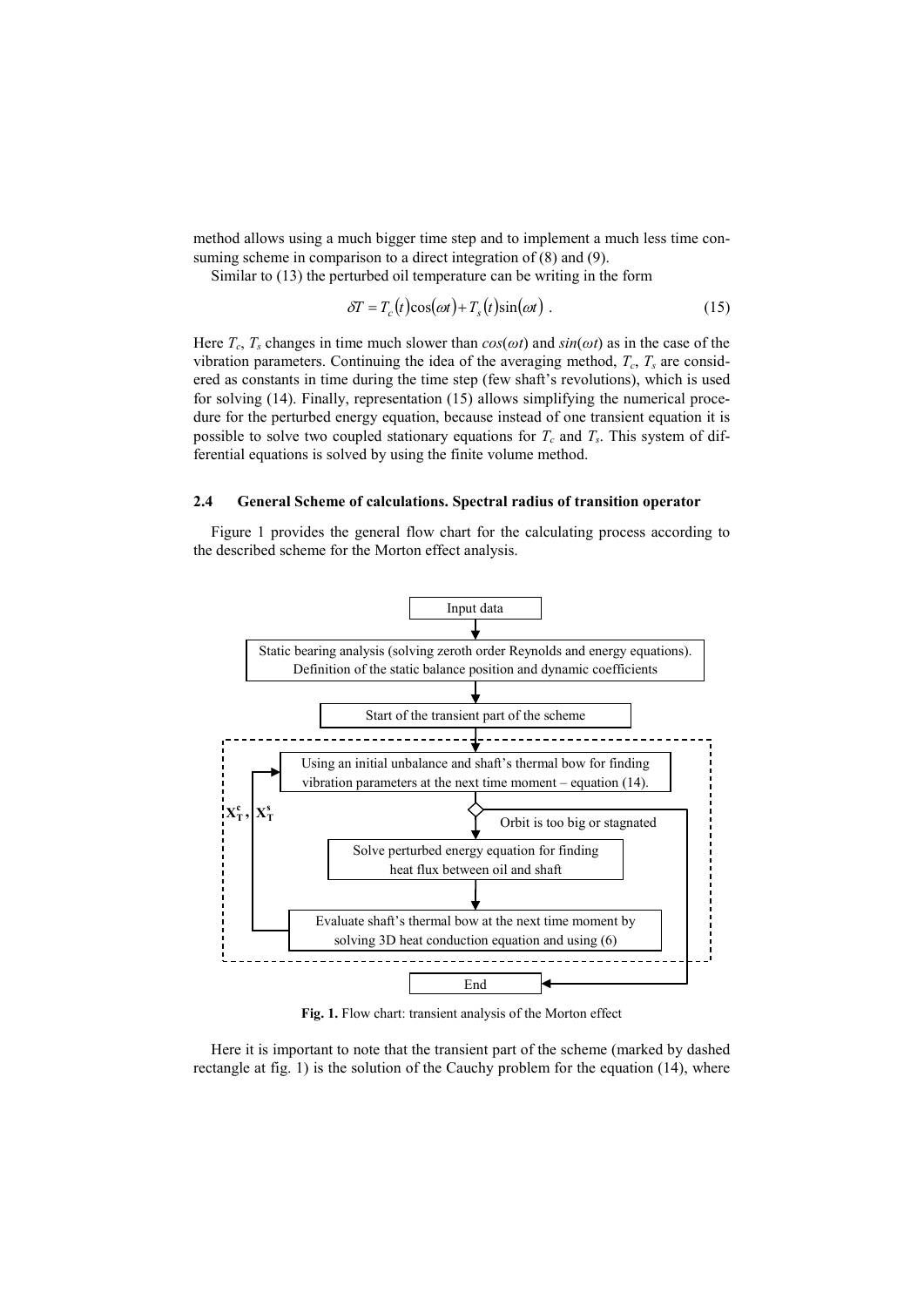method allows using a much bigger time step and to implement a much less time consuming scheme in comparison to a direct integration of (8) and (9).

Similar to (13) the perturbed oil temperature can be writing in the form

$$\delta T = T_c(t)\cos(\omega t) + T_s(t)\sin(\omega t)\ . \tag{15}$$

Here $T_c$, $T_s$ changes in time much slower than $cos(\omega t)$ and $sin(\omega t)$ as in the case of the vibration parameters. Continuing the idea of the averaging method, $T_c$, $T_s$ are considered as constants in time during the time step (few shaft's revolutions), which is used for solving (14). Finally, representation (15) allows simplifying the numerical procedure for the perturbed energy equation, because instead of one transient equation it is possible to solve two coupled stationary equations for $T_c$ and $T_s$. This system of differential equations is solved by using the finite volume method.

### 2.4 General Scheme of calculations. Spectral radius of transition operator

Figure 1 provides the general flow chart for the calculating process according to the described scheme for the Morton effect analysis.

- Input data
- Static bearing analysis (solving zeroth order Reynolds and energy equations). Definition of the static balance position and dynamic coefficients
- Start of the transient part of the scheme
- Using an initial unbalance and shaft's thermal bow for finding vibration parameters at the next time moment – equation (14).
  - Orbit is too big or stagnated → End
- Solve perturbed energy equation for finding heat flux between oil and shaft
- Evaluate shaft's thermal bow at the next time moment by solving 3D heat conduction equation and using (6)
  - $\mathbf{X}_\mathbf{T}^\mathbf{c}, \mathbf{X}_\mathbf{T}^\mathbf{s}$ → back to "Using an initial unbalance and shaft's thermal bow..."
- End

**Fig. 1.** Flow chart: transient analysis of the Morton effect

Here it is important to note that the transient part of the scheme (marked by dashed rectangle at fig. 1) is the solution of the Cauchy problem for the equation (14), where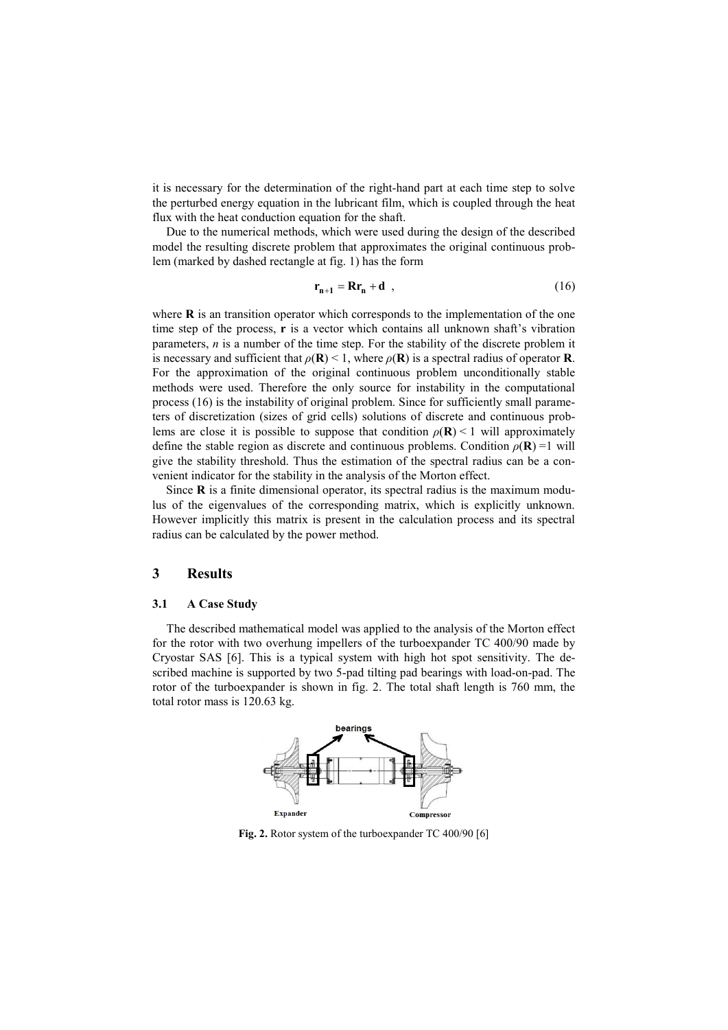it is necessary for the determination of the right-hand part at each time step to solve the perturbed energy equation in the lubricant film, which is coupled through the heat flux with the heat conduction equation for the shaft.

Due to the numerical methods, which were used during the design of the described model the resulting discrete problem that approximates the original continuous problem (marked by dashed rectangle at fig. 1) has the form

$$\mathbf{r_{n+1}} = \mathbf{R}\mathbf{r_n} + \mathbf{d} \ , \tag{16}$$

where $\mathbf{R}$ is an transition operator which corresponds to the implementation of the one time step of the process, $\mathbf{r}$ is a vector which contains all unknown shaft's vibration parameters, $n$ is a number of the time step. For the stability of the discrete problem it is necessary and sufficient that $\rho(\mathbf{R}) < 1$, where $\rho(\mathbf{R})$ is a spectral radius of operator $\mathbf{R}$. For the approximation of the original continuous problem unconditionally stable methods were used. Therefore the only source for instability in the computational process (16) is the instability of original problem. Since for sufficiently small parameters of discretization (sizes of grid cells) solutions of discrete and continuous problems are close it is possible to suppose that condition $\rho(\mathbf{R}) < 1$ will approximately define the stable region as discrete and continuous problems. Condition $\rho(\mathbf{R}) = 1$ will give the stability threshold. Thus the estimation of the spectral radius can be a convenient indicator for the stability in the analysis of the Morton effect.

Since $\mathbf{R}$ is a finite dimensional operator, its spectral radius is the maximum modulus of the eigenvalues of the corresponding matrix, which is explicitly unknown. However implicitly this matrix is present in the calculation process and its spectral radius can be calculated by the power method.

## 3 Results

### 3.1 A Case Study

The described mathematical model was applied to the analysis of the Morton effect for the rotor with two overhung impellers of the turboexpander TC 400/90 made by Cryostar SAS [6]. This is a typical system with high hot spot sensitivity. The described machine is supported by two 5-pad tilting pad bearings with load-on-pad. The rotor of the turboexpander is shown in fig. 2. The total shaft length is 760 mm, the total rotor mass is 120.63 kg.

**Fig. 2.** Rotor system of the turboexpander TC 400/90 [6]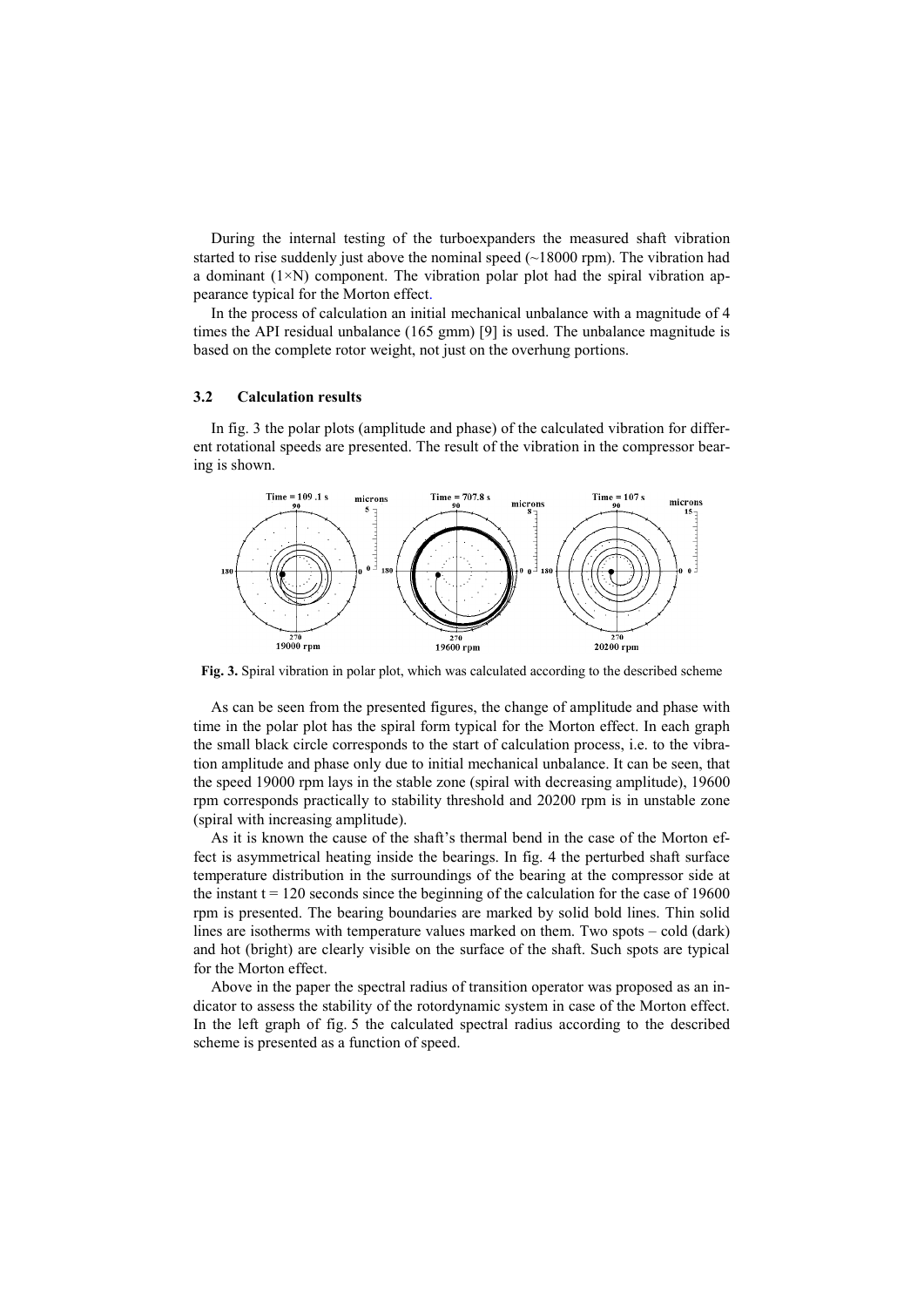During the internal testing of the turboexpanders the measured shaft vibration started to rise suddenly just above the nominal speed (~18000 rpm). The vibration had a dominant (1×N) component. The vibration polar plot had the spiral vibration appearance typical for the Morton effect.

In the process of calculation an initial mechanical unbalance with a magnitude of 4 times the API residual unbalance (165 gmm) [9] is used. The unbalance magnitude is based on the complete rotor weight, not just on the overhung portions.

### 3.2 Calculation results

In fig. 3 the polar plots (amplitude and phase) of the calculated vibration for different rotational speeds are presented. The result of the vibration in the compressor bearing is shown.

**Fig. 3.** Spiral vibration in polar plot, which was calculated according to the described scheme

As can be seen from the presented figures, the change of amplitude and phase with time in the polar plot has the spiral form typical for the Morton effect. In each graph the small black circle corresponds to the start of calculation process, i.e. to the vibration amplitude and phase only due to initial mechanical unbalance. It can be seen, that the speed 19000 rpm lays in the stable zone (spiral with decreasing amplitude), 19600 rpm corresponds practically to stability threshold and 20200 rpm is in unstable zone (spiral with increasing amplitude).

As it is known the cause of the shaft's thermal bend in the case of the Morton effect is asymmetrical heating inside the bearings. In fig. 4 the perturbed shaft surface temperature distribution in the surroundings of the bearing at the compressor side at the instant $t = 120$ seconds since the beginning of the calculation for the case of 19600 rpm is presented. The bearing boundaries are marked by solid bold lines. Thin solid lines are isotherms with temperature values marked on them. Two spots – cold (dark) and hot (bright) are clearly visible on the surface of the shaft. Such spots are typical for the Morton effect.

Above in the paper the spectral radius of transition operator was proposed as an indicator to assess the stability of the rotordynamic system in case of the Morton effect. In the left graph of fig. 5 the calculated spectral radius according to the described scheme is presented as a function of speed.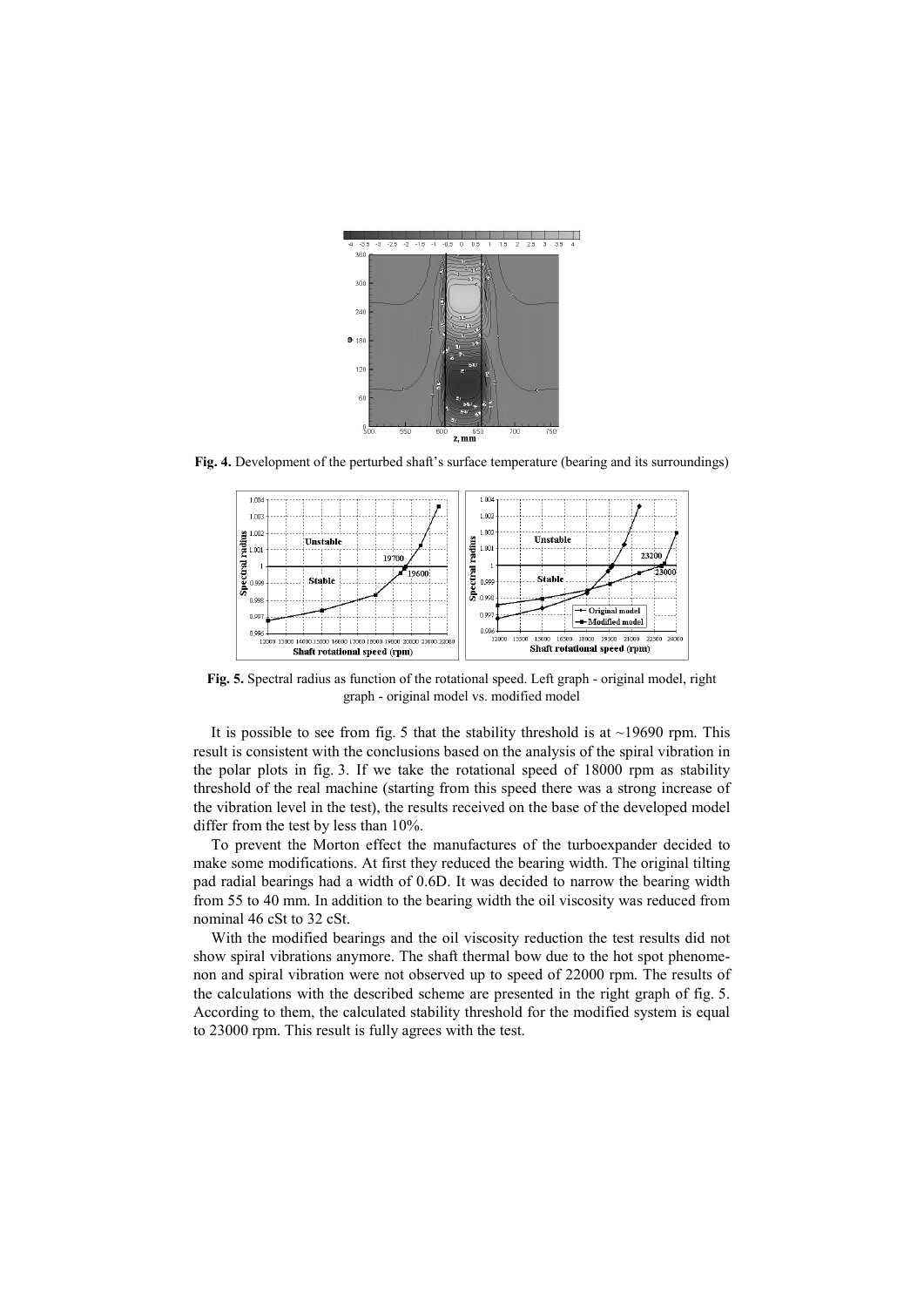**Fig. 4.** Development of the perturbed shaft's surface temperature (bearing and its surroundings)

**Fig. 5.** Spectral radius as function of the rotational speed. Left graph - original model, right graph - original model vs. modified model

It is possible to see from fig. 5 that the stability threshold is at ~19690 rpm. This result is consistent with the conclusions based on the analysis of the spiral vibration in the polar plots in fig. 3. If we take the rotational speed of 18000 rpm as stability threshold of the real machine (starting from this speed there was a strong increase of the vibration level in the test), the results received on the base of the developed model differ from the test by less than 10%.

To prevent the Morton effect the manufactures of the turboexpander decided to make some modifications. At first they reduced the bearing width. The original tilting pad radial bearings had a width of 0.6D. It was decided to narrow the bearing width from 55 to 40 mm. In addition to the bearing width the oil viscosity was reduced from nominal 46 cSt to 32 cSt.

With the modified bearings and the oil viscosity reduction the test results did not show spiral vibrations anymore. The shaft thermal bow due to the hot spot phenomenon and spiral vibration were not observed up to speed of 22000 rpm. The results of the calculations with the described scheme are presented in the right graph of fig. 5. According to them, the calculated stability threshold for the modified system is equal to 23000 rpm. This result is fully agrees with the test.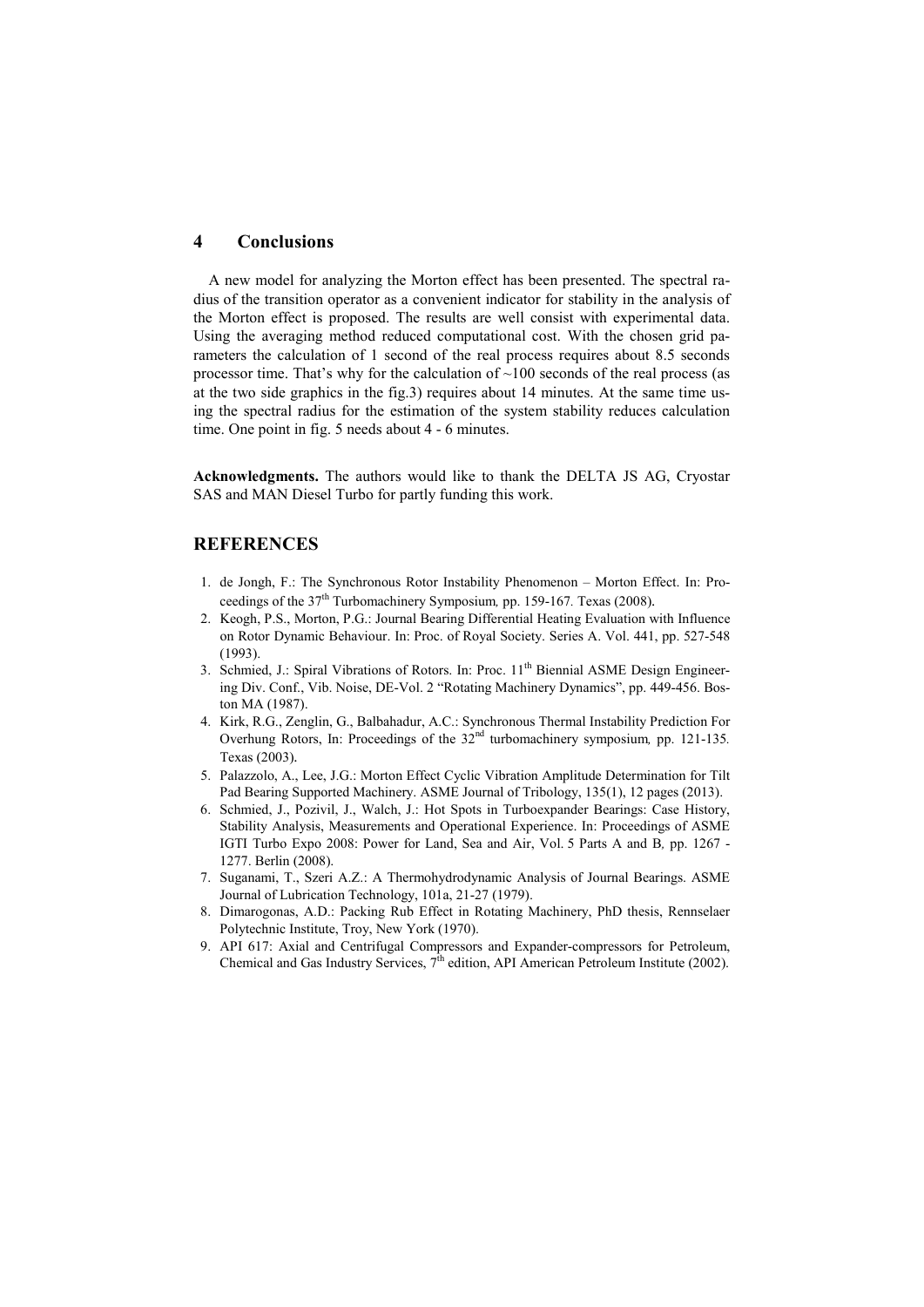## 4 Conclusions

A new model for analyzing the Morton effect has been presented. The spectral radius of the transition operator as a convenient indicator for stability in the analysis of the Morton effect is proposed. The results are well consist with experimental data. Using the averaging method reduced computational cost. With the chosen grid parameters the calculation of 1 second of the real process requires about 8.5 seconds processor time. That's why for the calculation of ~100 seconds of the real process (as at the two side graphics in the fig.3) requires about 14 minutes. At the same time using the spectral radius for the estimation of the system stability reduces calculation time. One point in fig. 5 needs about 4 - 6 minutes.

**Acknowledgments.** The authors would like to thank the DELTA JS AG, Cryostar SAS and MAN Diesel Turbo for partly funding this work.

## REFERENCES

1. de Jongh, F.: The Synchronous Rotor Instability Phenomenon – Morton Effect. In: Proceedings of the 37th Turbomachinery Symposium*,* pp. 159-167. Texas (2008).
2. Keogh, P.S., Morton, P.G.: Journal Bearing Differential Heating Evaluation with Influence on Rotor Dynamic Behaviour. In: Proc. of Royal Society. Series A. Vol. 441, pp. 527-548 (1993).
3. Schmied, J.: Spiral Vibrations of Rotors. In: Proc. 11th Biennial ASME Design Engineering Div. Conf., Vib. Noise, DE-Vol. 2 "Rotating Machinery Dynamics", pp. 449-456. Boston MA (1987).
4. Kirk, R.G., Zenglin, G., Balbahadur, A.C.: Synchronous Thermal Instability Prediction For Overhung Rotors, In: Proceedings of the 32nd turbomachinery symposium*,* pp. 121-135*.* Texas (2003).
5. Palazzolo, A., Lee, J.G.: Morton Effect Cyclic Vibration Amplitude Determination for Tilt Pad Bearing Supported Machinery. ASME Journal of Tribology, 135(1), 12 pages (2013).
6. Schmied, J., Pozivil, J., Walch, J.: Hot Spots in Turboexpander Bearings: Case History, Stability Analysis, Measurements and Operational Experience. In: Proceedings of ASME IGTI Turbo Expo 2008: Power for Land, Sea and Air, Vol. 5 Parts A and B*,* pp. 1267 - 1277. Berlin (2008).
7. Suganami, T., Szeri A.Z.: A Thermohydrodynamic Analysis of Journal Bearings. ASME Journal of Lubrication Technology, 101a, 21-27 (1979).
8. Dimarogonas, A.D.: Packing Rub Effect in Rotating Machinery, PhD thesis, Rennselaer Polytechnic Institute, Troy, New York (1970).
9. API 617: Axial and Centrifugal Compressors and Expander-compressors for Petroleum, Chemical and Gas Industry Services, 7th edition, API American Petroleum Institute (2002).